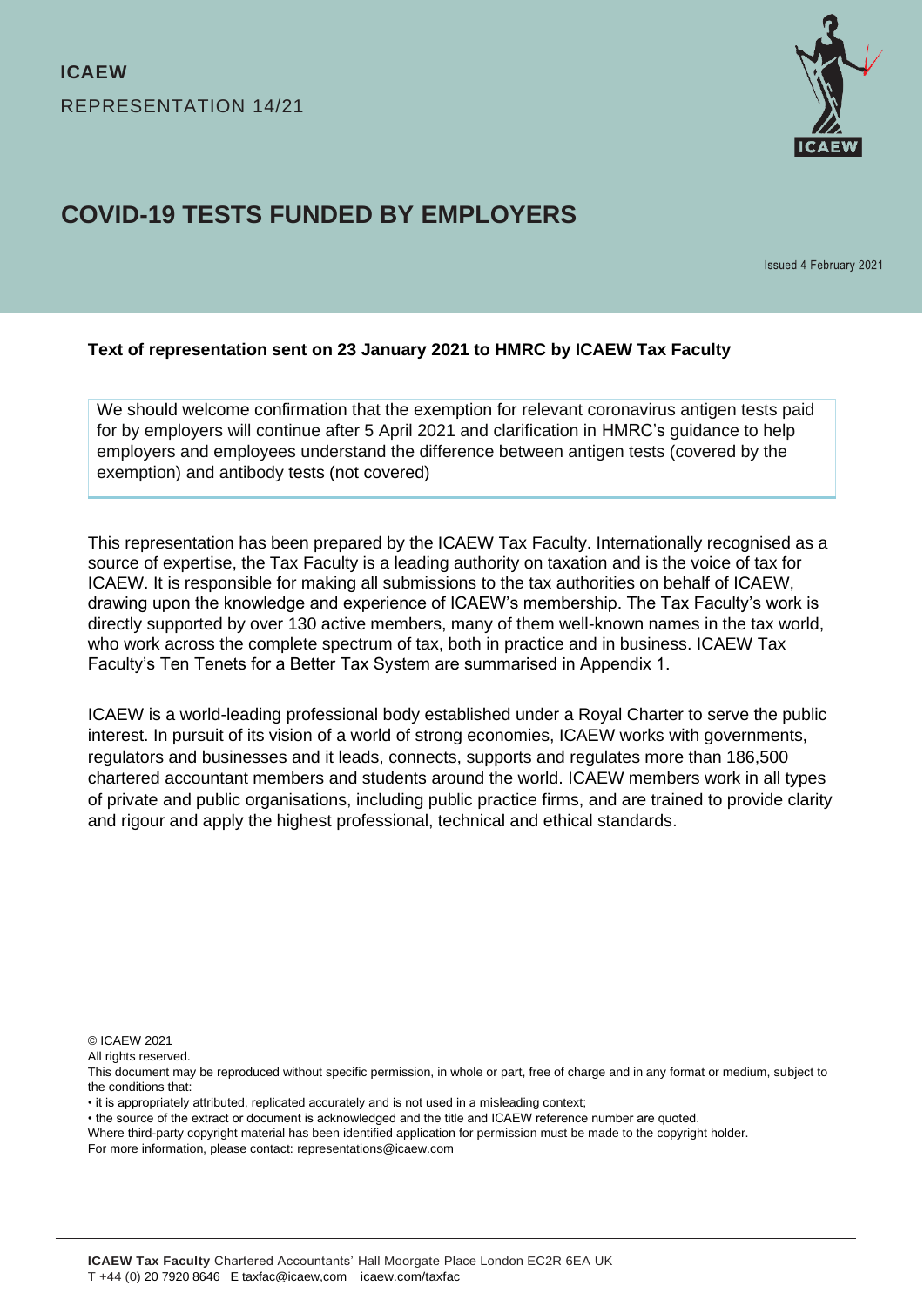**ICAEW**

REPRESENTATION 14/21

# COVID-19 TESTS FUNDED BY EMPLOYERS

Issued 4 February 2021

**Text of representation sent on 23 January 2021 to HMRC by ICAEW Tax Faculty**

> We should welcome confirmation that the exemption for relevant coronavirus antigen tests paid for by employers will continue after 5 April 2021 and clarification in HMRC's guidance to help employers and employees understand the difference between antigen tests (covered by the exemption) and antibody tests (not covered)

This representation has been prepared by the ICAEW Tax Faculty. Internationally recognised as a source of expertise, the Tax Faculty is a leading authority on taxation and is the voice of tax for ICAEW. It is responsible for making all submissions to the tax authorities on behalf of ICAEW, drawing upon the knowledge and experience of ICAEW's membership. The Tax Faculty's work is directly supported by over 130 active members, many of them well-known names in the tax world, who work across the complete spectrum of tax, both in practice and in business. ICAEW Tax Faculty's Ten Tenets for a Better Tax System are summarised in Appendix 1.

ICAEW is a world-leading professional body established under a Royal Charter to serve the public interest. In pursuit of its vision of a world of strong economies, ICAEW works with governments, regulators and businesses and it leads, connects, supports and regulates more than 186,500 chartered accountant members and students around the world. ICAEW members work in all types of private and public organisations, including public practice firms, and are trained to provide clarity and rigour and apply the highest professional, technical and ethical standards.

© ICAEW 2021
All rights reserved.
This document may be reproduced without specific permission, in whole or part, free of charge and in any format or medium, subject to the conditions that:
• it is appropriately attributed, replicated accurately and is not used in a misleading context;
• the source of the extract or document is acknowledged and the title and ICAEW reference number are quoted.
Where third-party copyright material has been identified application for permission must be made to the copyright holder.
For more information, please contact: representations@icaew.com

**ICAEW Tax Faculty** Chartered Accountants' Hall Moorgate Place London EC2R 6EA UK
T +44 (0) 20 7920 8646 E taxfac@icaew,com icaew.com/taxfac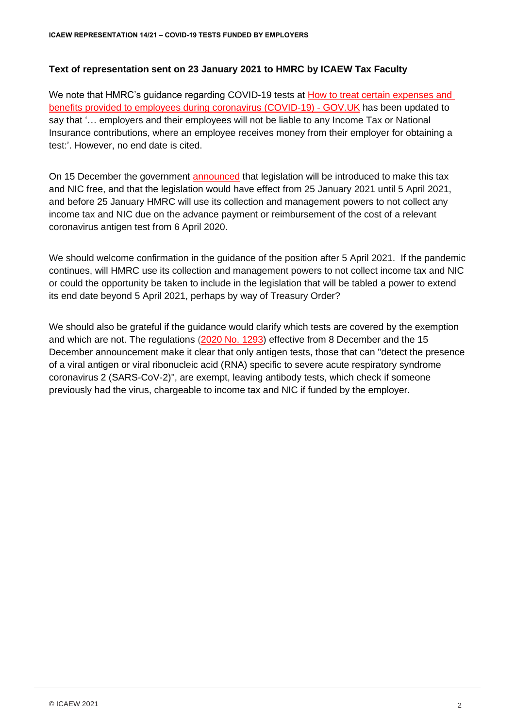**Text of representation sent on 23 January 2021 to HMRC by ICAEW Tax Faculty**

We note that HMRC's guidance regarding COVID-19 tests at How to treat certain expenses and benefits provided to employees during coronavirus (COVID-19) - GOV.UK has been updated to say that '… employers and their employees will not be liable to any Income Tax or National Insurance contributions, where an employee receives money from their employer for obtaining a test:'. However, no end date is cited.

On 15 December the government announced that legislation will be introduced to make this tax and NIC free, and that the legislation would have effect from 25 January 2021 until 5 April 2021, and before 25 January HMRC will use its collection and management powers to not collect any income tax and NIC due on the advance payment or reimbursement of the cost of a relevant coronavirus antigen test from 6 April 2020.

We should welcome confirmation in the guidance of the position after 5 April 2021. If the pandemic continues, will HMRC use its collection and management powers to not collect income tax and NIC or could the opportunity be taken to include in the legislation that will be tabled a power to extend its end date beyond 5 April 2021, perhaps by way of Treasury Order?

We should also be grateful if the guidance would clarify which tests are covered by the exemption and which are not. The regulations (2020 No. 1293) effective from 8 December and the 15 December announcement make it clear that only antigen tests, those that can "detect the presence of a viral antigen or viral ribonucleic acid (RNA) specific to severe acute respiratory syndrome coronavirus 2 (SARS-CoV-2)", are exempt, leaving antibody tests, which check if someone previously had the virus, chargeable to income tax and NIC if funded by the employer.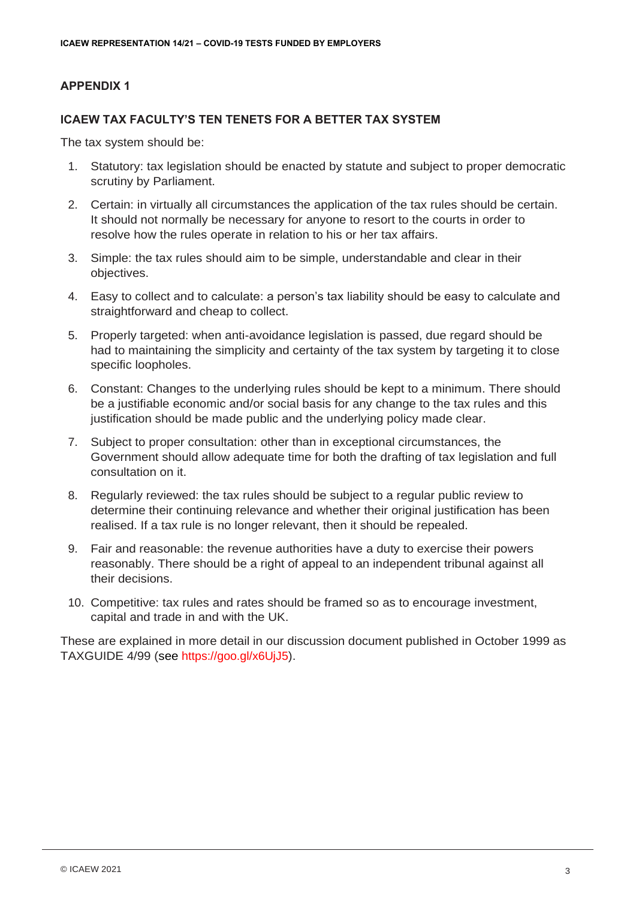## APPENDIX 1

### ICAEW TAX FACULTY'S TEN TENETS FOR A BETTER TAX SYSTEM

The tax system should be:

1. Statutory: tax legislation should be enacted by statute and subject to proper democratic scrutiny by Parliament.
2. Certain: in virtually all circumstances the application of the tax rules should be certain. It should not normally be necessary for anyone to resort to the courts in order to resolve how the rules operate in relation to his or her tax affairs.
3. Simple: the tax rules should aim to be simple, understandable and clear in their objectives.
4. Easy to collect and to calculate: a person's tax liability should be easy to calculate and straightforward and cheap to collect.
5. Properly targeted: when anti-avoidance legislation is passed, due regard should be had to maintaining the simplicity and certainty of the tax system by targeting it to close specific loopholes.
6. Constant: Changes to the underlying rules should be kept to a minimum. There should be a justifiable economic and/or social basis for any change to the tax rules and this justification should be made public and the underlying policy made clear.
7. Subject to proper consultation: other than in exceptional circumstances, the Government should allow adequate time for both the drafting of tax legislation and full consultation on it.
8. Regularly reviewed: the tax rules should be subject to a regular public review to determine their continuing relevance and whether their original justification has been realised. If a tax rule is no longer relevant, then it should be repealed.
9. Fair and reasonable: the revenue authorities have a duty to exercise their powers reasonably. There should be a right of appeal to an independent tribunal against all their decisions.
10. Competitive: tax rules and rates should be framed so as to encourage investment, capital and trade in and with the UK.

These are explained in more detail in our discussion document published in October 1999 as TAXGUIDE 4/99 (see https://goo.gl/x6UjJ5).